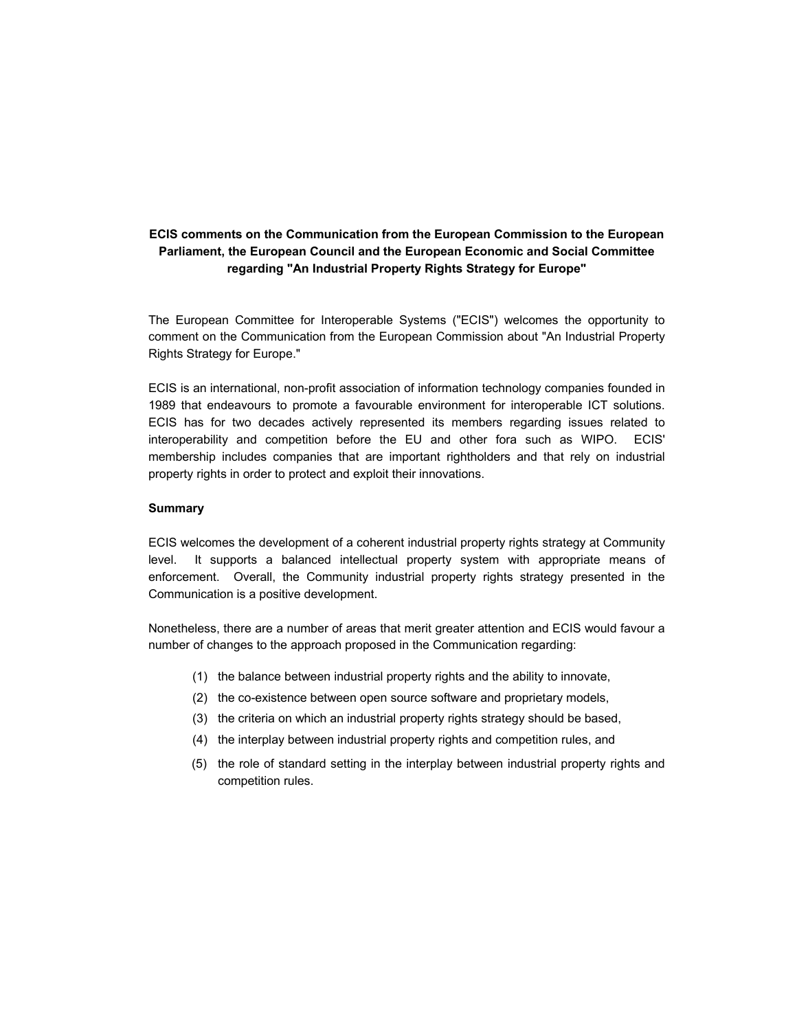**ECIS comments on the Communication from the European Commission to the European Parliament, the European Council and the European Economic and Social Committee regarding "An Industrial Property Rights Strategy for Europe"**

The European Committee for Interoperable Systems ("ECIS") welcomes the opportunity to comment on the Communication from the European Commission about "An Industrial Property Rights Strategy for Europe."

ECIS is an international, non-profit association of information technology companies founded in 1989 that endeavours to promote a favourable environment for interoperable ICT solutions. ECIS has for two decades actively represented its members regarding issues related to interoperability and competition before the EU and other fora such as WIPO. ECIS' membership includes companies that are important rightholders and that rely on industrial property rights in order to protect and exploit their innovations.

**Summary**

ECIS welcomes the development of a coherent industrial property rights strategy at Community level. It supports a balanced intellectual property system with appropriate means of enforcement. Overall, the Community industrial property rights strategy presented in the Communication is a positive development.

Nonetheless, there are a number of areas that merit greater attention and ECIS would favour a number of changes to the approach proposed in the Communication regarding:

(1) the balance between industrial property rights and the ability to innovate,

(2) the co-existence between open source software and proprietary models,

(3) the criteria on which an industrial property rights strategy should be based,

(4) the interplay between industrial property rights and competition rules, and

(5) the role of standard setting in the interplay between industrial property rights and competition rules.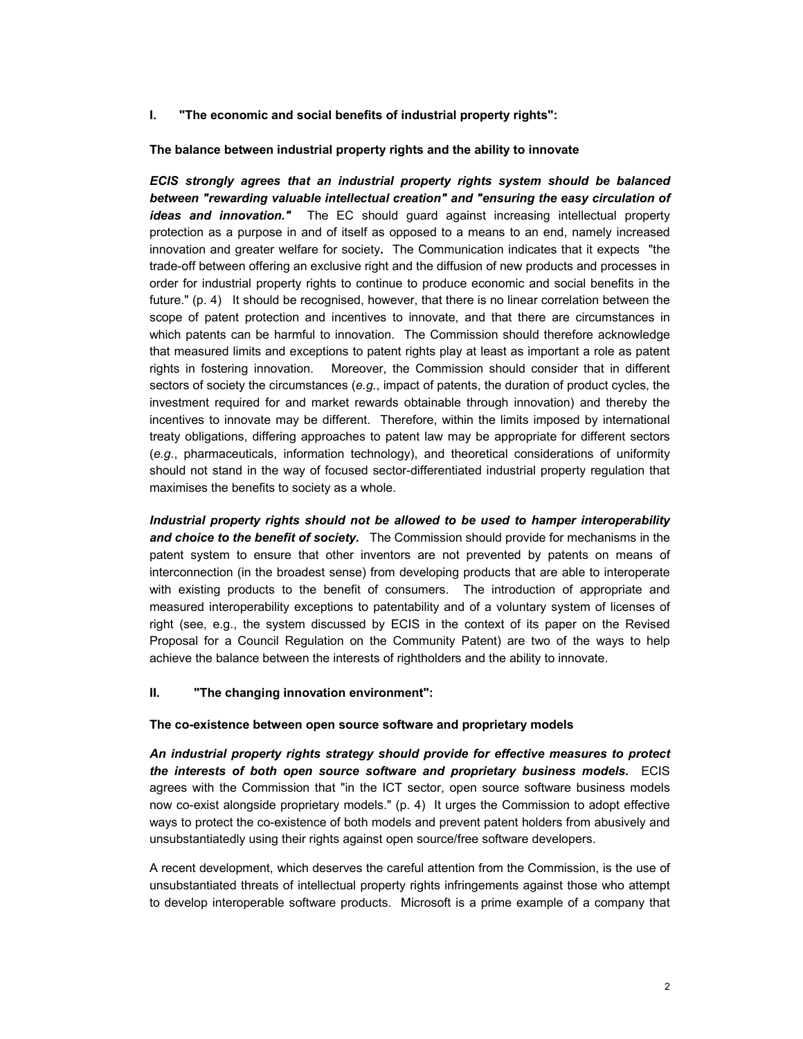## I. "The economic and social benefits of industrial property rights":

**The balance between industrial property rights and the ability to innovate**

***ECIS strongly agrees that an industrial property rights system should be balanced between "rewarding valuable intellectual creation" and "ensuring the easy circulation of ideas and innovation."*** The EC should guard against increasing intellectual property protection as a purpose in and of itself as opposed to a means to an end, namely increased innovation and greater welfare for society**.** The Communication indicates that it expects "the trade-off between offering an exclusive right and the diffusion of new products and processes in order for industrial property rights to continue to produce economic and social benefits in the future." (p. 4) It should be recognised, however, that there is no linear correlation between the scope of patent protection and incentives to innovate, and that there are circumstances in which patents can be harmful to innovation. The Commission should therefore acknowledge that measured limits and exceptions to patent rights play at least as important a role as patent rights in fostering innovation. Moreover, the Commission should consider that in different sectors of society the circumstances (*e.g.*, impact of patents, the duration of product cycles, the investment required for and market rewards obtainable through innovation) and thereby the incentives to innovate may be different. Therefore, within the limits imposed by international treaty obligations, differing approaches to patent law may be appropriate for different sectors (*e.g.*, pharmaceuticals, information technology), and theoretical considerations of uniformity should not stand in the way of focused sector-differentiated industrial property regulation that maximises the benefits to society as a whole.

***Industrial property rights should not be allowed to be used to hamper interoperability and choice to the benefit of society.*** The Commission should provide for mechanisms in the patent system to ensure that other inventors are not prevented by patents on means of interconnection (in the broadest sense) from developing products that are able to interoperate with existing products to the benefit of consumers. The introduction of appropriate and measured interoperability exceptions to patentability and of a voluntary system of licenses of right (see, e.g., the system discussed by ECIS in the context of its paper on the Revised Proposal for a Council Regulation on the Community Patent) are two of the ways to help achieve the balance between the interests of rightholders and the ability to innovate.

## II. "The changing innovation environment":

**The co-existence between open source software and proprietary models**

***An industrial property rights strategy should provide for effective measures to protect the interests of both open source software and proprietary business models.*** ECIS agrees with the Commission that "in the ICT sector, open source software business models now co-exist alongside proprietary models." (p. 4) It urges the Commission to adopt effective ways to protect the co-existence of both models and prevent patent holders from abusively and unsubstantiatedly using their rights against open source/free software developers.

A recent development, which deserves the careful attention from the Commission, is the use of unsubstantiated threats of intellectual property rights infringements against those who attempt to develop interoperable software products. Microsoft is a prime example of a company that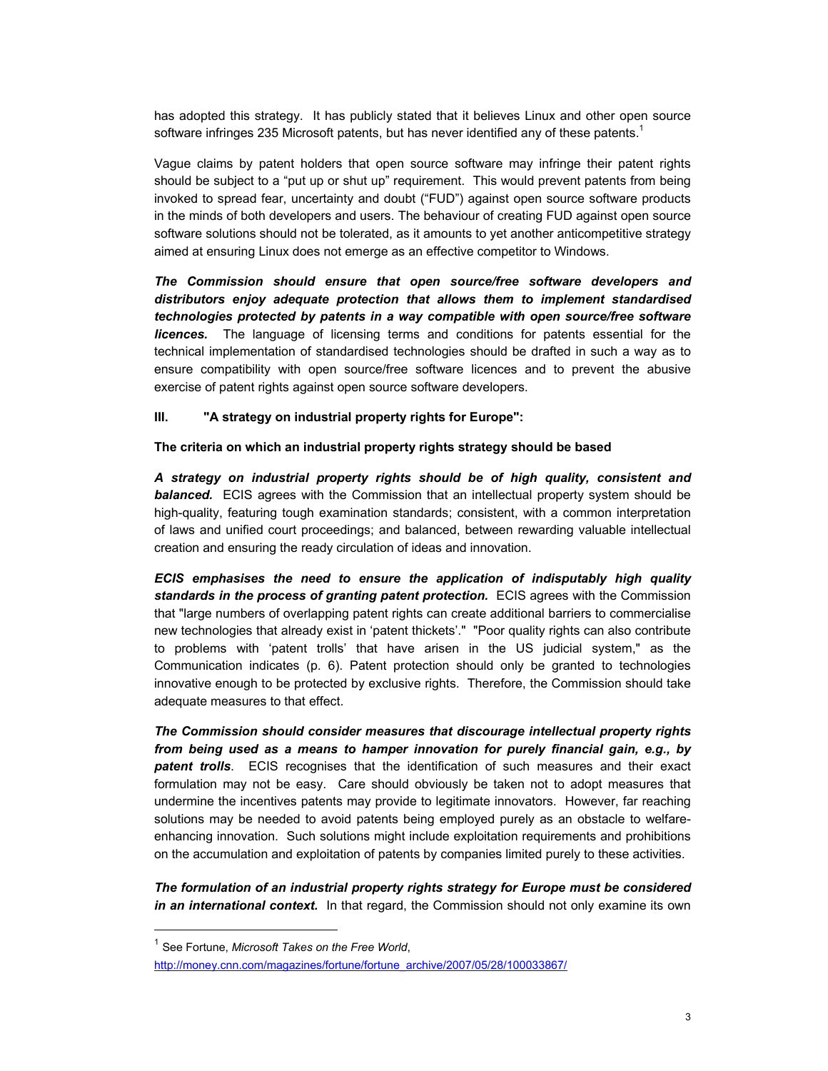has adopted this strategy. It has publicly stated that it believes Linux and other open source software infringes 235 Microsoft patents, but has never identified any of these patents.[1]

Vague claims by patent holders that open source software may infringe their patent rights should be subject to a "put up or shut up" requirement. This would prevent patents from being invoked to spread fear, uncertainty and doubt ("FUD") against open source software products in the minds of both developers and users. The behaviour of creating FUD against open source software solutions should not be tolerated, as it amounts to yet another anticompetitive strategy aimed at ensuring Linux does not emerge as an effective competitor to Windows.

***The Commission should ensure that open source/free software developers and distributors enjoy adequate protection that allows them to implement standardised technologies protected by patents in a way compatible with open source/free software licences.*** The language of licensing terms and conditions for patents essential for the technical implementation of standardised technologies should be drafted in such a way as to ensure compatibility with open source/free software licences and to prevent the abusive exercise of patent rights against open source software developers.

## III. "A strategy on industrial property rights for Europe":

**The criteria on which an industrial property rights strategy should be based**

***A strategy on industrial property rights should be of high quality, consistent and balanced.*** ECIS agrees with the Commission that an intellectual property system should be high-quality, featuring tough examination standards; consistent, with a common interpretation of laws and unified court proceedings; and balanced, between rewarding valuable intellectual creation and ensuring the ready circulation of ideas and innovation.

***ECIS emphasises the need to ensure the application of indisputably high quality standards in the process of granting patent protection.*** ECIS agrees with the Commission that "large numbers of overlapping patent rights can create additional barriers to commercialise new technologies that already exist in 'patent thickets'." "Poor quality rights can also contribute to problems with 'patent trolls' that have arisen in the US judicial system," as the Communication indicates (p. 6). Patent protection should only be granted to technologies innovative enough to be protected by exclusive rights. Therefore, the Commission should take adequate measures to that effect.

***The Commission should consider measures that discourage intellectual property rights from being used as a means to hamper innovation for purely financial gain, e.g., by patent trolls***. ECIS recognises that the identification of such measures and their exact formulation may not be easy. Care should obviously be taken not to adopt measures that undermine the incentives patents may provide to legitimate innovators. However, far reaching solutions may be needed to avoid patents being employed purely as an obstacle to welfare-enhancing innovation. Such solutions might include exploitation requirements and prohibitions on the accumulation and exploitation of patents by companies limited purely to these activities.

***The formulation of an industrial property rights strategy for Europe must be considered in an international context.*** In that regard, the Commission should not only examine its own

---

[1] See Fortune, *Microsoft Takes on the Free World*, http://money.cnn.com/magazines/fortune/fortune_archive/2007/05/28/100033867/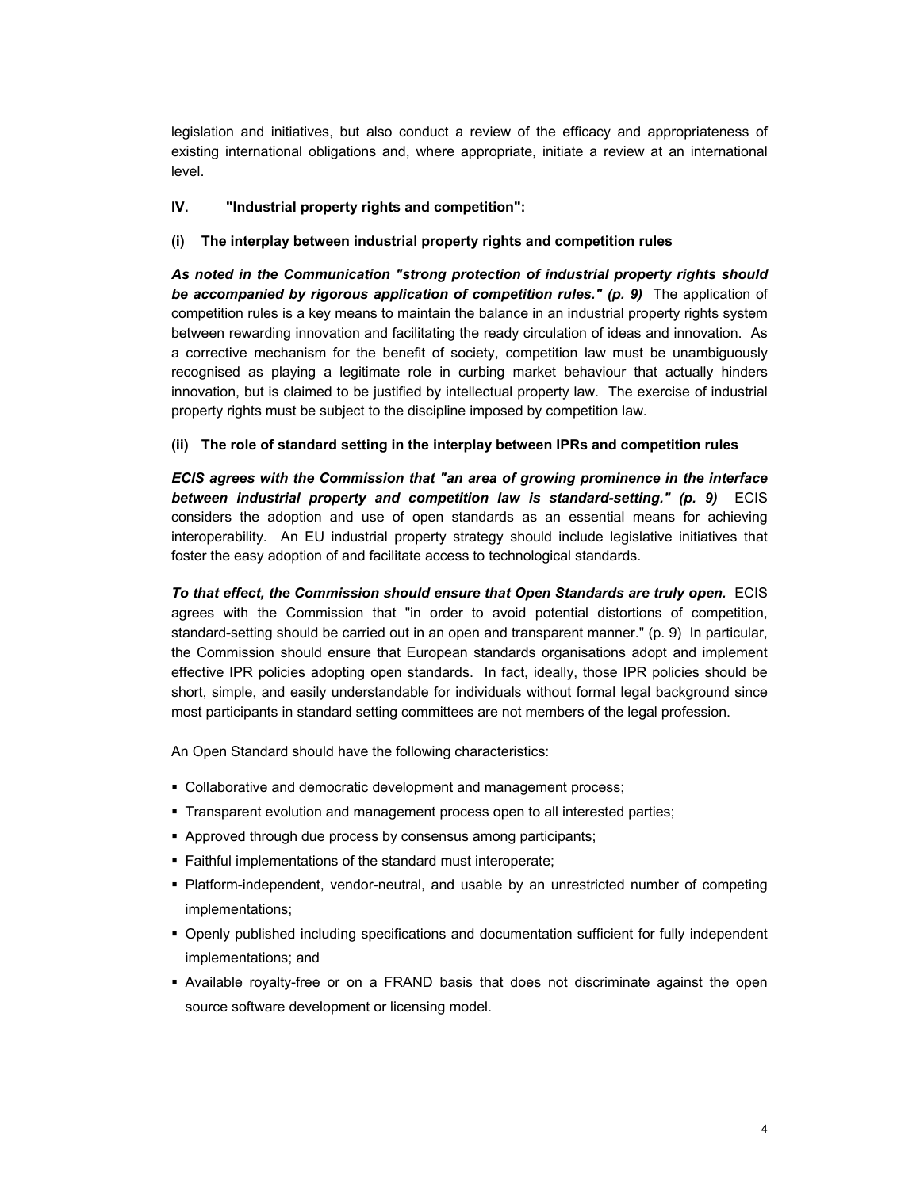legislation and initiatives, but also conduct a review of the efficacy and appropriateness of existing international obligations and, where appropriate, initiate a review at an international level.

## IV. "Industrial property rights and competition":

### (i) The interplay between industrial property rights and competition rules

***As noted in the Communication "strong protection of industrial property rights should be accompanied by rigorous application of competition rules." (p. 9)*** The application of competition rules is a key means to maintain the balance in an industrial property rights system between rewarding innovation and facilitating the ready circulation of ideas and innovation. As a corrective mechanism for the benefit of society, competition law must be unambiguously recognised as playing a legitimate role in curbing market behaviour that actually hinders innovation, but is claimed to be justified by intellectual property law. The exercise of industrial property rights must be subject to the discipline imposed by competition law.

### (ii) The role of standard setting in the interplay between IPRs and competition rules

***ECIS agrees with the Commission that "an area of growing prominence in the interface between industrial property and competition law is standard-setting." (p. 9)*** ECIS considers the adoption and use of open standards as an essential means for achieving interoperability. An EU industrial property strategy should include legislative initiatives that foster the easy adoption of and facilitate access to technological standards.

***To that effect, the Commission should ensure that Open Standards are truly open.*** ECIS agrees with the Commission that "in order to avoid potential distortions of competition, standard-setting should be carried out in an open and transparent manner." (p. 9) In particular, the Commission should ensure that European standards organisations adopt and implement effective IPR policies adopting open standards. In fact, ideally, those IPR policies should be short, simple, and easily understandable for individuals without formal legal background since most participants in standard setting committees are not members of the legal profession.

An Open Standard should have the following characteristics:

- Collaborative and democratic development and management process;
- Transparent evolution and management process open to all interested parties;
- Approved through due process by consensus among participants;
- Faithful implementations of the standard must interoperate;
- Platform-independent, vendor-neutral, and usable by an unrestricted number of competing implementations;
- Openly published including specifications and documentation sufficient for fully independent implementations; and
- Available royalty-free or on a FRAND basis that does not discriminate against the open source software development or licensing model.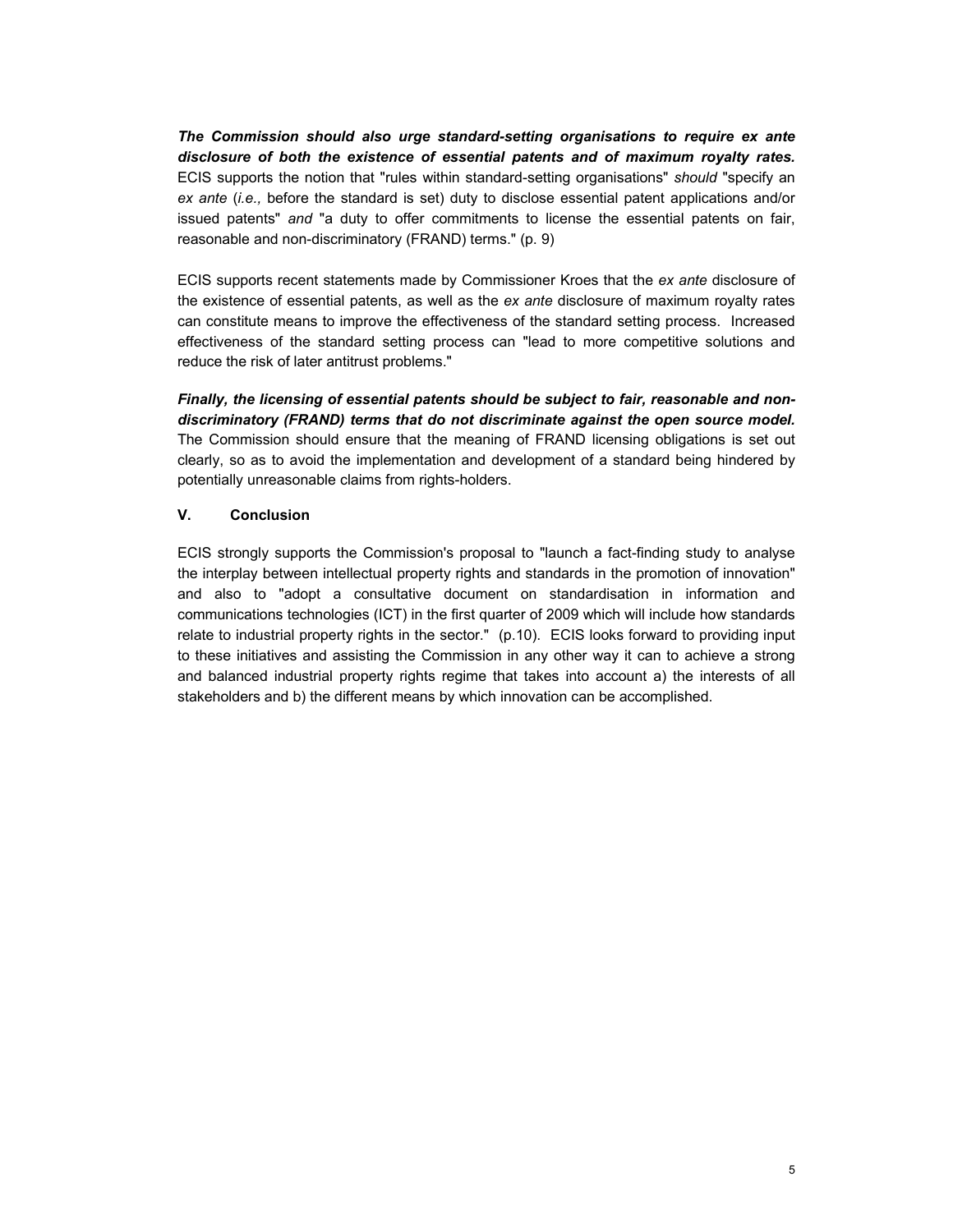***The Commission should also urge standard-setting organisations to require ex ante disclosure of both the existence of essential patents and of maximum royalty rates.*** ECIS supports the notion that "rules within standard-setting organisations" *should* "specify an *ex ante* (*i.e.,* before the standard is set) duty to disclose essential patent applications and/or issued patents" *and* "a duty to offer commitments to license the essential patents on fair, reasonable and non-discriminatory (FRAND) terms." (p. 9)

ECIS supports recent statements made by Commissioner Kroes that the *ex ante* disclosure of the existence of essential patents, as well as the *ex ante* disclosure of maximum royalty rates can constitute means to improve the effectiveness of the standard setting process. Increased effectiveness of the standard setting process can "lead to more competitive solutions and reduce the risk of later antitrust problems."

***Finally, the licensing of essential patents should be subject to fair, reasonable and non-discriminatory (FRAND) terms that do not discriminate against the open source model.*** The Commission should ensure that the meaning of FRAND licensing obligations is set out clearly, so as to avoid the implementation and development of a standard being hindered by potentially unreasonable claims from rights-holders.

## V. Conclusion

ECIS strongly supports the Commission's proposal to "launch a fact-finding study to analyse the interplay between intellectual property rights and standards in the promotion of innovation" and also to "adopt a consultative document on standardisation in information and communications technologies (ICT) in the first quarter of 2009 which will include how standards relate to industrial property rights in the sector." (p.10). ECIS looks forward to providing input to these initiatives and assisting the Commission in any other way it can to achieve a strong and balanced industrial property rights regime that takes into account a) the interests of all stakeholders and b) the different means by which innovation can be accomplished.